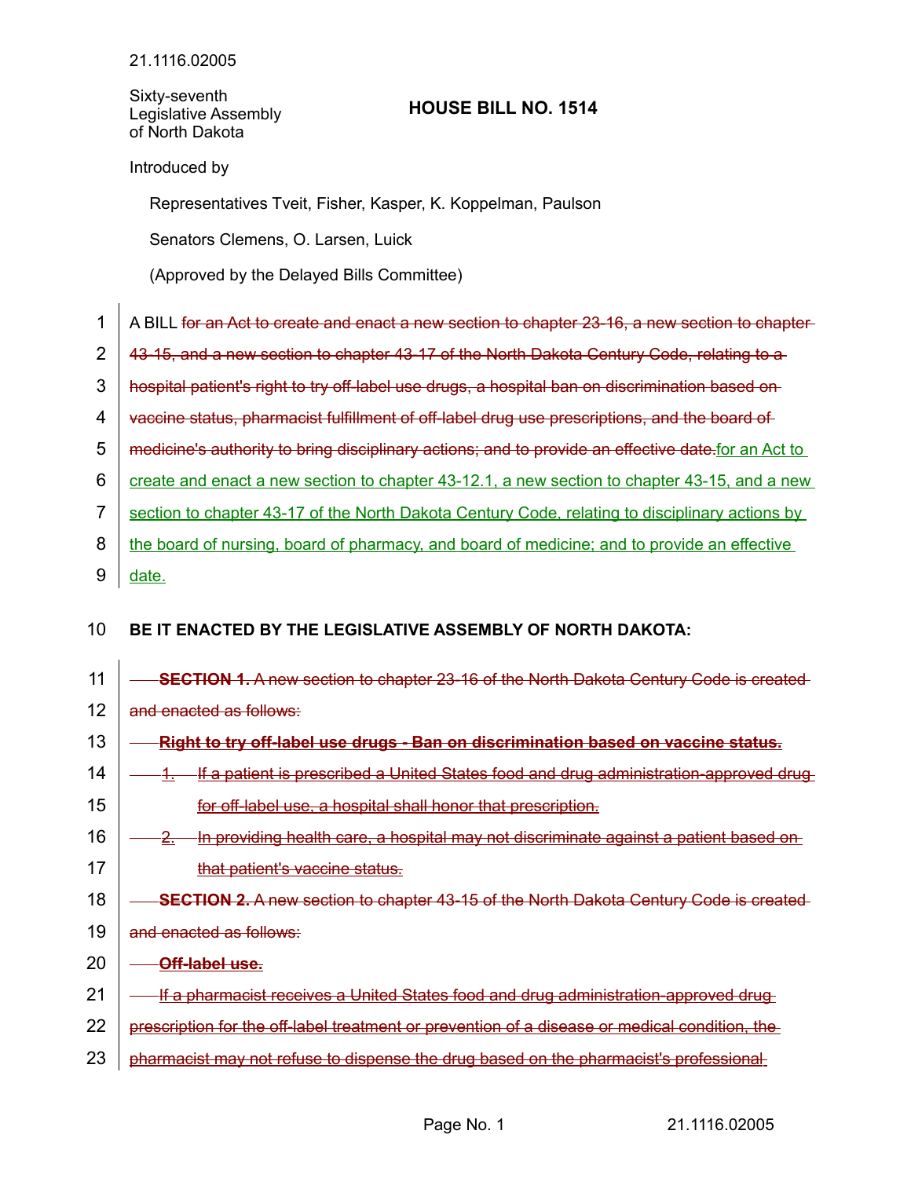21.1116.02005

Sixty-seventh Legislative Assembly of North Dakota

# HOUSE BILL NO. 1514

Introduced by

Representatives Tveit, Fisher, Kasper, K. Koppelman, Paulson

Senators Clemens, O. Larsen, Luick

(Approved by the Delayed Bills Committee)

A BILL ~~for an Act to create and enact a new section to chapter 23-16, a new section to chapter 43-15, and a new section to chapter 43-17 of the North Dakota Century Code, relating to a hospital patient's right to try off-label use drugs, a hospital ban on discrimination based on vaccine status, pharmacist fulfillment of off-label drug use prescriptions, and the board of medicine's authority to bring disciplinary actions; and to provide an effective date.~~ <u>for an Act to create and enact a new section to chapter 43-12.1, a new section to chapter 43-15, and a new section to chapter 43-17 of the North Dakota Century Code, relating to disciplinary actions by the board of nursing, board of pharmacy, and board of medicine; and to provide an effective date.</u>

**BE IT ENACTED BY THE LEGISLATIVE ASSEMBLY OF NORTH DAKOTA:**

~~**SECTION 1.** A new section to chapter 23-16 of the North Dakota Century Code is created and enacted as follows:~~

~~**Right to try off-label use drugs - Ban on discrimination based on vaccine status.**~~

~~1. If a patient is prescribed a United States food and drug administration-approved drug for off-label use, a hospital shall honor that prescription.~~

~~2. In providing health care, a hospital may not discriminate against a patient based on that patient's vaccine status.~~

~~**SECTION 2.** A new section to chapter 43-15 of the North Dakota Century Code is created and enacted as follows:~~

~~**Off-label use.**~~

~~If a pharmacist receives a United States food and drug administration-approved drug prescription for the off-label treatment or prevention of a disease or medical condition, the pharmacist may not refuse to dispense the drug based on the pharmacist's professional~~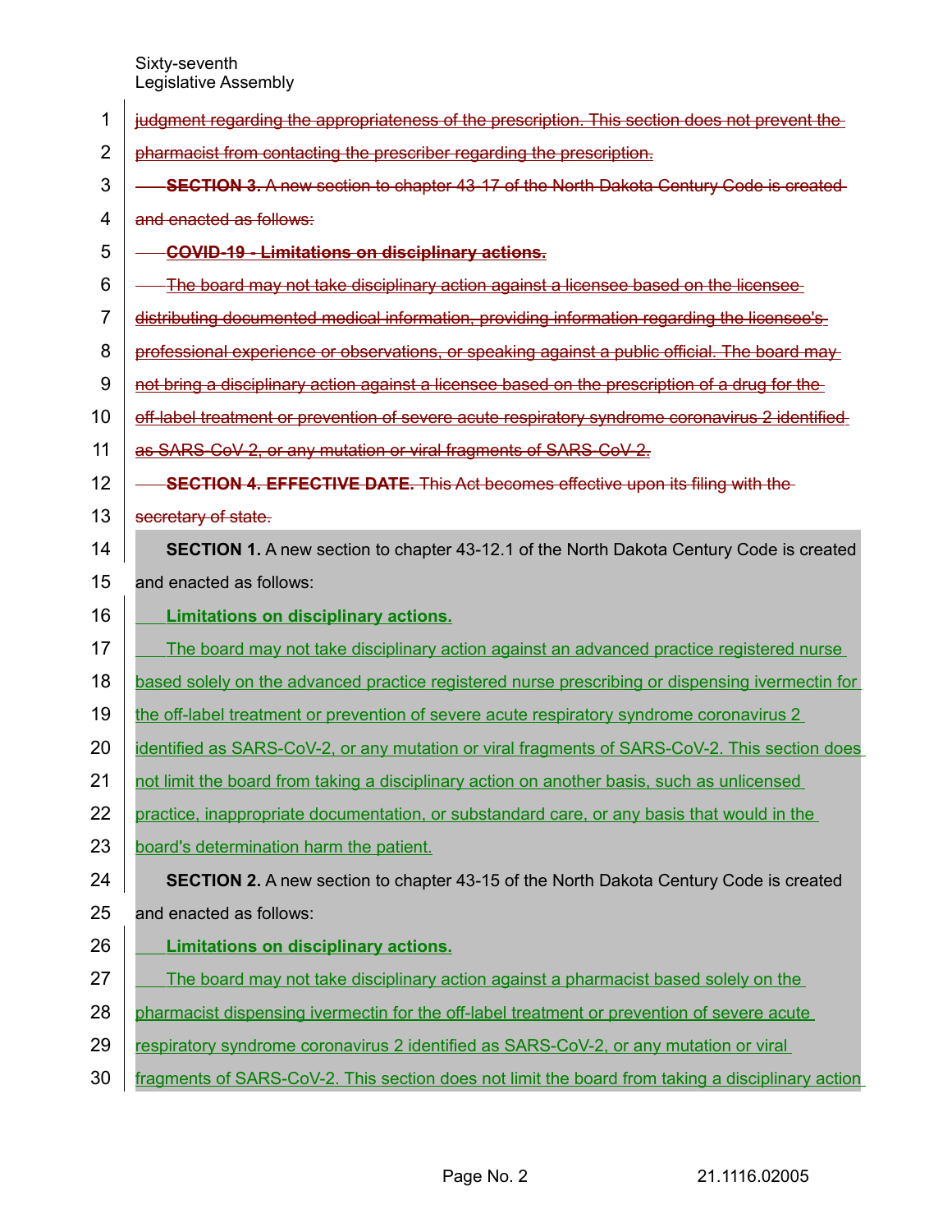~~judgment regarding the appropriateness of the prescription. This section does not prevent the pharmacist from contacting the prescriber regarding the prescription.~~

~~**SECTION 3.** A new section to chapter 43-17 of the North Dakota Century Code is created and enacted as follows:~~

~~**COVID-19 - Limitations on disciplinary actions.**~~

~~The board may not take disciplinary action against a licensee based on the licensee distributing documented medical information, providing information regarding the licensee's professional experience or observations, or speaking against a public official. The board may not bring a disciplinary action against a licensee based on the prescription of a drug for the off-label treatment or prevention of severe acute respiratory syndrome coronavirus 2 identified as SARS-CoV-2, or any mutation or viral fragments of SARS-CoV-2.~~

~~**SECTION 4. EFFECTIVE DATE.** This Act becomes effective upon its filing with the secretary of state.~~

**SECTION 1.** A new section to chapter 43-12.1 of the North Dakota Century Code is created and enacted as follows:

<u>**Limitations on disciplinary actions.**</u>

<u>The board may not take disciplinary action against an advanced practice registered nurse based solely on the advanced practice registered nurse prescribing or dispensing ivermectin for the off-label treatment or prevention of severe acute respiratory syndrome coronavirus 2 identified as SARS-CoV-2, or any mutation or viral fragments of SARS-CoV-2. This section does not limit the board from taking a disciplinary action on another basis, such as unlicensed practice, inappropriate documentation, or substandard care, or any basis that would in the board's determination harm the patient.</u>

**SECTION 2.** A new section to chapter 43-15 of the North Dakota Century Code is created and enacted as follows:

<u>**Limitations on disciplinary actions.**</u>

<u>The board may not take disciplinary action against a pharmacist based solely on the pharmacist dispensing ivermectin for the off-label treatment or prevention of severe acute respiratory syndrome coronavirus 2 identified as SARS-CoV-2, or any mutation or viral fragments of SARS-CoV-2. This section does not limit the board from taking a disciplinary action</u>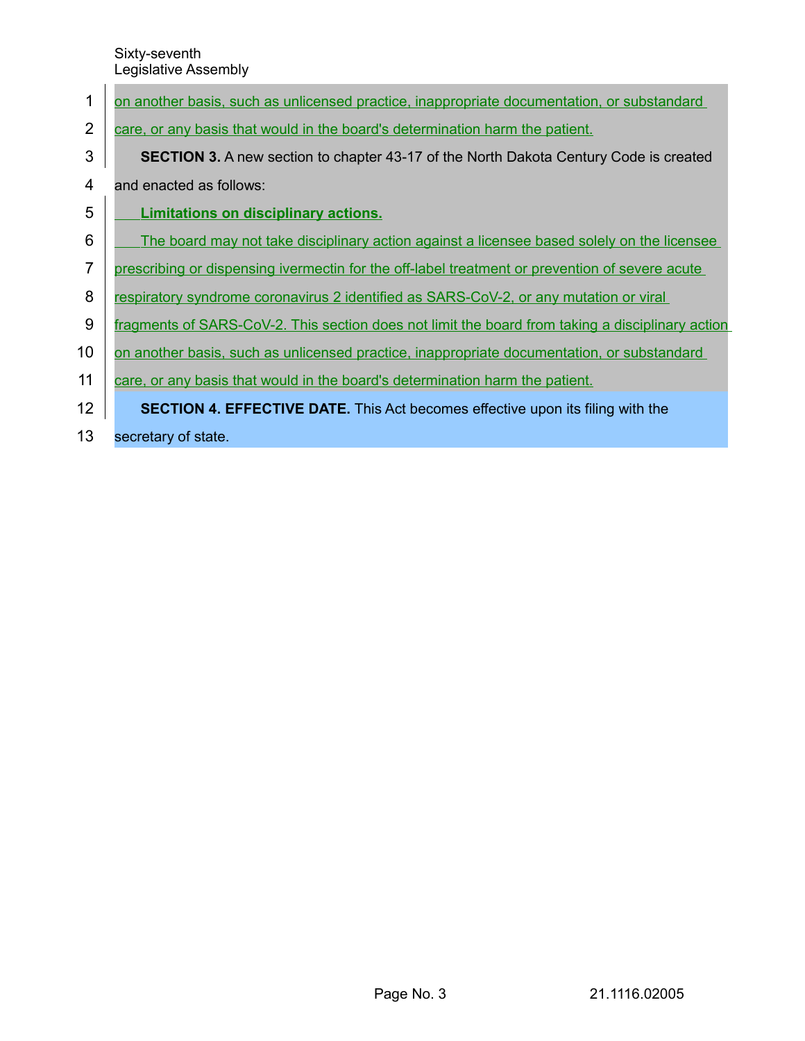on another basis, such as unlicensed practice, inappropriate documentation, or substandard care, or any basis that would in the board's determination harm the patient.

**SECTION 3.** A new section to chapter 43-17 of the North Dakota Century Code is created and enacted as follows:

**Limitations on disciplinary actions.**

The board may not take disciplinary action against a licensee based solely on the licensee prescribing or dispensing ivermectin for the off-label treatment or prevention of severe acute respiratory syndrome coronavirus 2 identified as SARS-CoV-2, or any mutation or viral fragments of SARS-CoV-2. This section does not limit the board from taking a disciplinary action on another basis, such as unlicensed practice, inappropriate documentation, or substandard care, or any basis that would in the board's determination harm the patient.

**SECTION 4. EFFECTIVE DATE.** This Act becomes effective upon its filing with the secretary of state.